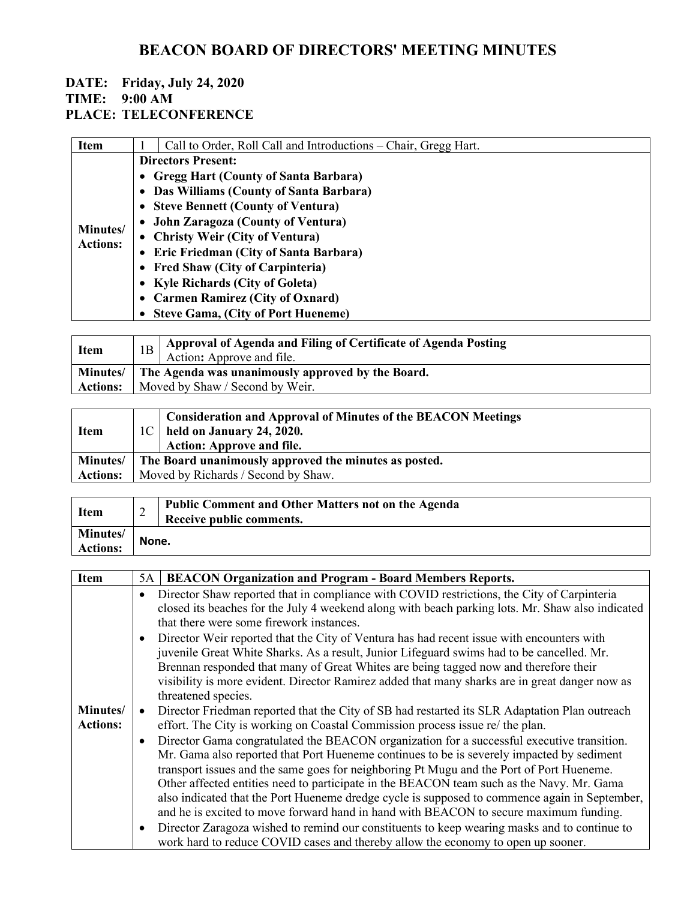# BEACON BOARD OF DIRECTORS' MEETING MINUTES

**DATE: Friday, July 24, 2020**
**TIME: 9:00 AM**
**PLACE: TELECONFERENCE**

| Item | 1 | Call to Order, Roll Call and Introductions – Chair, Gregg Hart. |
|---|---|---|
| **Minutes/ Actions:** | **Directors Present:**<br>• **Gregg Hart (County of Santa Barbara)**<br>• **Das Williams (County of Santa Barbara)**<br>• **Steve Bennett (County of Ventura)**<br>• **John Zaragoza (County of Ventura)**<br>• **Christy Weir (City of Ventura)**<br>• **Eric Friedman (City of Santa Barbara)**<br>• **Fred Shaw (City of Carpinteria)**<br>• **Kyle Richards (City of Goleta)**<br>• **Carmen Ramirez (City of Oxnard)**<br>• **Steve Gama, (City of Port Hueneme)** | |

| Item | 1B | **Approval of Agenda and Filing of Certificate of Agenda Posting**<br>Action**:** Approve and file. |
|---|---|---|
| **Minutes/ Actions:** | **The Agenda was unanimously approved by the Board.**<br>Moved by Shaw / Second by Weir. | |

| Item | 1C | **Consideration and Approval of Minutes of the BEACON Meetings held on January 24, 2020.**<br>**Action: Approve and file.** |
|---|---|---|
| **Minutes/ Actions:** | **The Board unanimously approved the minutes as posted.**<br>Moved by Richards / Second by Shaw. | |

| Item | 2 | **Public Comment and Other Matters not on the Agenda**<br>**Receive public comments.** |
|---|---|---|
| **Minutes/ Actions:** | **None.** | |

| Item | 5A | **BEACON Organization and Program - Board Members Reports.** |
|---|---|---|
| **Minutes/ Actions:** | • Director Shaw reported that in compliance with COVID restrictions, the City of Carpinteria closed its beaches for the July 4 weekend along with beach parking lots. Mr. Shaw also indicated that there were some firework instances.<br>• Director Weir reported that the City of Ventura has had recent issue with encounters with juvenile Great White Sharks. As a result, Junior Lifeguard swims had to be cancelled. Mr. Brennan responded that many of Great Whites are being tagged now and therefore their visibility is more evident. Director Ramirez added that many sharks are in great danger now as threatened species.<br>• Director Friedman reported that the City of SB had restarted its SLR Adaptation Plan outreach effort. The City is working on Coastal Commission process issue re/ the plan.<br>• Director Gama congratulated the BEACON organization for a successful executive transition. Mr. Gama also reported that Port Hueneme continues to be is severely impacted by sediment transport issues and the same goes for neighboring Pt Mugu and the Port of Port Hueneme. Other affected entities need to participate in the BEACON team such as the Navy. Mr. Gama also indicated that the Port Hueneme dredge cycle is supposed to commence again in September, and he is excited to move forward hand in hand with BEACON to secure maximum funding.<br>• Director Zaragoza wished to remind our constituents to keep wearing masks and to continue to work hard to reduce COVID cases and thereby allow the economy to open up sooner. | |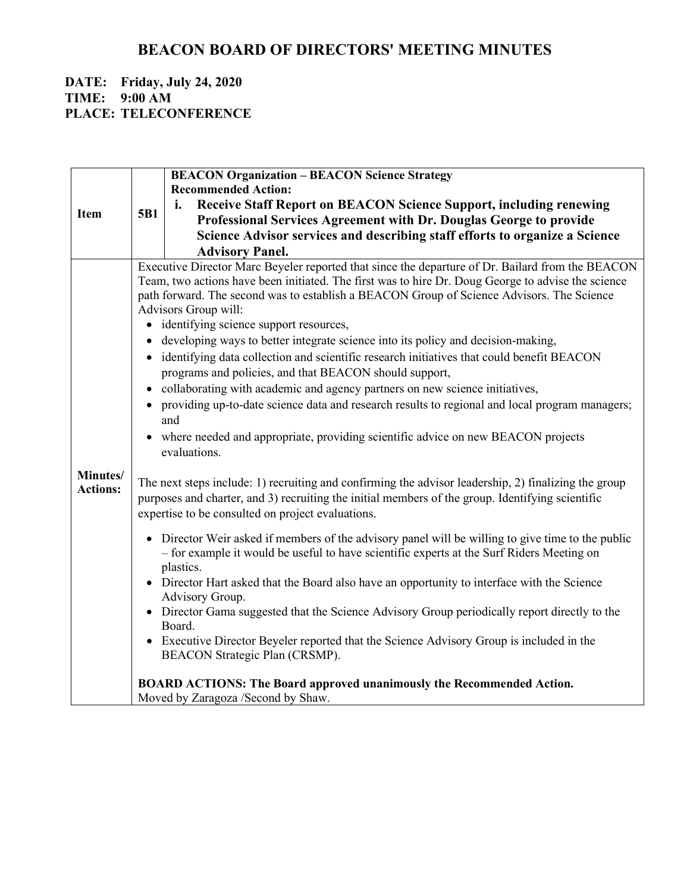# BEACON BOARD OF DIRECTORS' MEETING MINUTES

**DATE: Friday, July 24, 2020**
**TIME: 9:00 AM**
**PLACE: TELECONFERENCE**

| Item | 5B1 | **BEACON Organization – BEACON Science Strategy**<br>**Recommended Action:**<br>**i. Receive Staff Report on BEACON Science Support, including renewing Professional Services Agreement with Dr. Douglas George to provide Science Advisor services and describing staff efforts to organize a Science Advisory Panel.** |
|---|---|---|
| **Minutes/ Actions:** | Executive Director Marc Beyeler reported that since the departure of Dr. Bailard from the BEACON Team, two actions have been initiated. The first was to hire Dr. Doug George to advise the science path forward. The second was to establish a BEACON Group of Science Advisors. The Science Advisors Group will:<br>• identifying science support resources,<br>• developing ways to better integrate science into its policy and decision-making,<br>• identifying data collection and scientific research initiatives that could benefit BEACON programs and policies, and that BEACON should support,<br>• collaborating with academic and agency partners on new science initiatives,<br>• providing up-to-date science data and research results to regional and local program managers; and<br>• where needed and appropriate, providing scientific advice on new BEACON projects evaluations.<br><br>The next steps include: 1) recruiting and confirming the advisor leadership, 2) finalizing the group purposes and charter, and 3) recruiting the initial members of the group. Identifying scientific expertise to be consulted on project evaluations.<br><br>• Director Weir asked if members of the advisory panel will be willing to give time to the public – for example it would be useful to have scientific experts at the Surf Riders Meeting on plastics.<br>• Director Hart asked that the Board also have an opportunity to interface with the Science Advisory Group.<br>• Director Gama suggested that the Science Advisory Group periodically report directly to the Board.<br>• Executive Director Beyeler reported that the Science Advisory Group is included in the BEACON Strategic Plan (CRSMP).<br><br>**BOARD ACTIONS: The Board approved unanimously the Recommended Action.**<br>Moved by Zaragoza /Second by Shaw. | |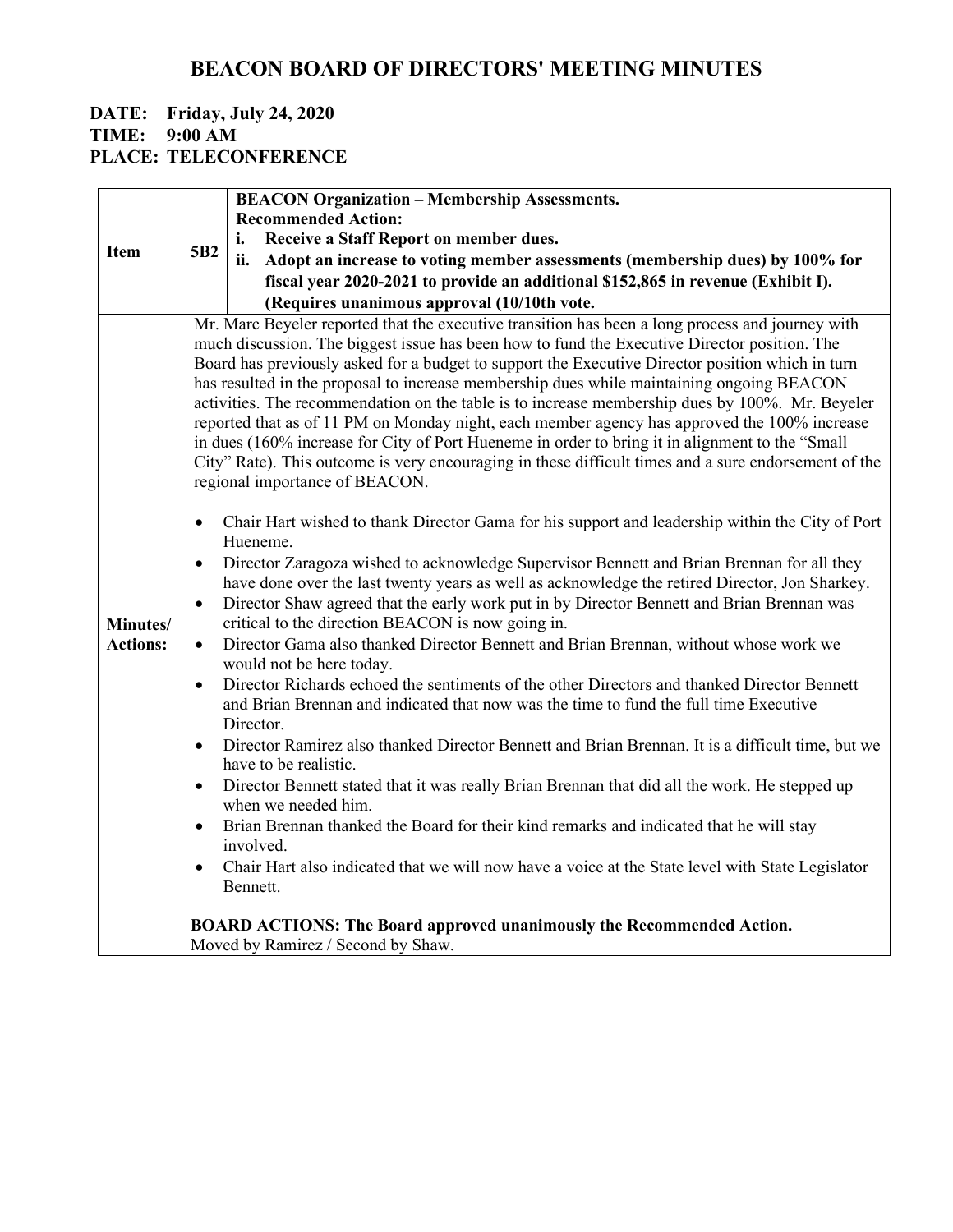# BEACON BOARD OF DIRECTORS' MEETING MINUTES

**DATE: Friday, July 24, 2020**
**TIME: 9:00 AM**
**PLACE: TELECONFERENCE**

| **Item** | **5B2** | **BEACON Organization – Membership Assessments.**<br>**Recommended Action:**<br>**i. Receive a Staff Report on member dues.**<br>**ii. Adopt an increase to voting member assessments (membership dues) by 100% for fiscal year 2020-2021 to provide an additional $152,865 in revenue (Exhibit I). (Requires unanimous approval (10/10th vote.** |
|---|---|---|
| **Minutes/ Actions:** | Mr. Marc Beyeler reported that the executive transition has been a long process and journey with much discussion. The biggest issue has been how to fund the Executive Director position. The Board has previously asked for a budget to support the Executive Director position which in turn has resulted in the proposal to increase membership dues while maintaining ongoing BEACON activities. The recommendation on the table is to increase membership dues by 100%. Mr. Beyeler reported that as of 11 PM on Monday night, each member agency has approved the 100% increase in dues (160% increase for City of Port Hueneme in order to bring it in alignment to the "Small City" Rate). This outcome is very encouraging in these difficult times and a sure endorsement of the regional importance of BEACON.<br><br>• Chair Hart wished to thank Director Gama for his support and leadership within the City of Port Hueneme.<br>• Director Zaragoza wished to acknowledge Supervisor Bennett and Brian Brennan for all they have done over the last twenty years as well as acknowledge the retired Director, Jon Sharkey.<br>• Director Shaw agreed that the early work put in by Director Bennett and Brian Brennan was critical to the direction BEACON is now going in.<br>• Director Gama also thanked Director Bennett and Brian Brennan, without whose work we would not be here today.<br>• Director Richards echoed the sentiments of the other Directors and thanked Director Bennett and Brian Brennan and indicated that now was the time to fund the full time Executive Director.<br>• Director Ramirez also thanked Director Bennett and Brian Brennan. It is a difficult time, but we have to be realistic.<br>• Director Bennett stated that it was really Brian Brennan that did all the work. He stepped up when we needed him.<br>• Brian Brennan thanked the Board for their kind remarks and indicated that he will stay involved.<br>• Chair Hart also indicated that we will now have a voice at the State level with State Legislator Bennett.<br><br>**BOARD ACTIONS: The Board approved unanimously the Recommended Action.**<br>Moved by Ramirez / Second by Shaw. | |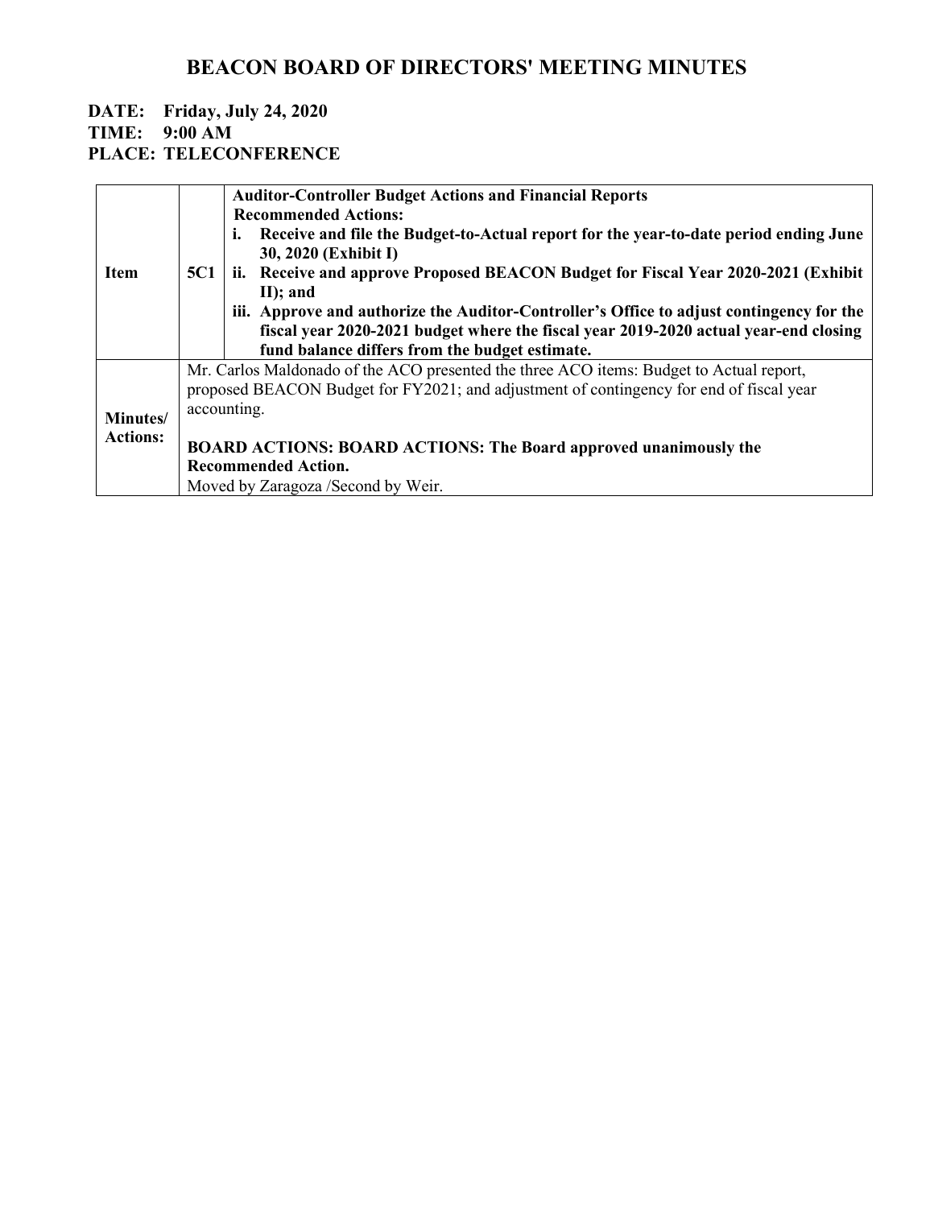# BEACON BOARD OF DIRECTORS' MEETING MINUTES

**DATE: Friday, July 24, 2020**
**TIME: 9:00 AM**
**PLACE: TELECONFERENCE**

| | | |
|---|---|---|
| **Item** | **5C1** | **Auditor-Controller Budget Actions and Financial Reports**<br>**Recommended Actions:**<br>**i. Receive and file the Budget-to-Actual report for the year-to-date period ending June 30, 2020 (Exhibit I)**<br>**ii. Receive and approve Proposed BEACON Budget for Fiscal Year 2020-2021 (Exhibit II); and**<br>**iii. Approve and authorize the Auditor-Controller's Office to adjust contingency for the fiscal year 2020-2021 budget where the fiscal year 2019-2020 actual year-end closing fund balance differs from the budget estimate.** |
| **Minutes/ Actions:** | Mr. Carlos Maldonado of the ACO presented the three ACO items: Budget to Actual report, proposed BEACON Budget for FY2021; and adjustment of contingency for end of fiscal year accounting.<br><br>**BOARD ACTIONS: BOARD ACTIONS: The Board approved unanimously the Recommended Action.**<br>Moved by Zaragoza /Second by Weir. | |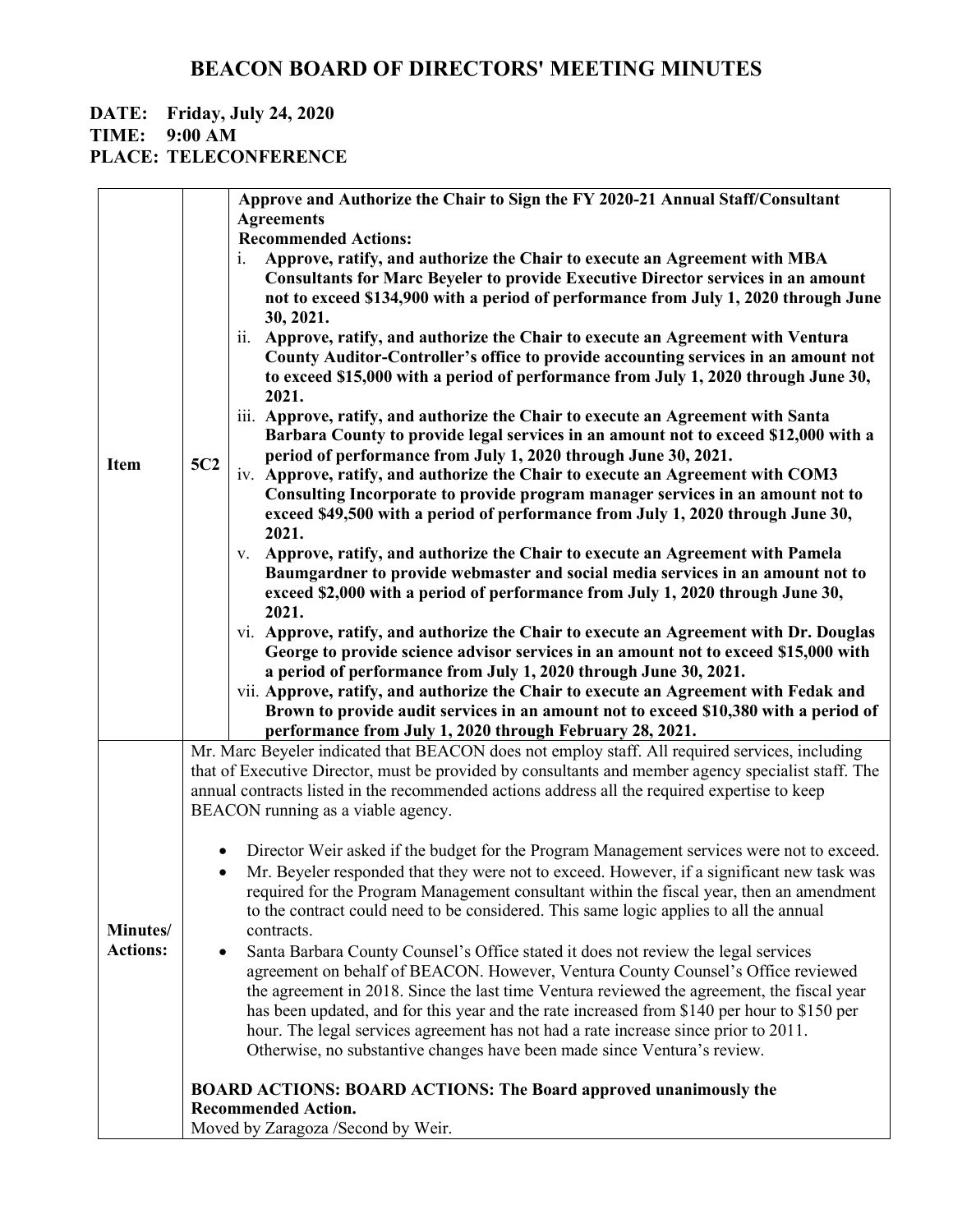# BEACON BOARD OF DIRECTORS' MEETING MINUTES

**DATE: Friday, July 24, 2020**
**TIME: 9:00 AM**
**PLACE: TELECONFERENCE**

| | | |
|---|---|---|
| **Item** | **5C2** | **Approve and Authorize the Chair to Sign the FY 2020-21 Annual Staff/Consultant Agreements**<br>**Recommended Actions:**<br>i. **Approve, ratify, and authorize the Chair to execute an Agreement with MBA Consultants for Marc Beyeler to provide Executive Director services in an amount not to exceed $134,900 with a period of performance from July 1, 2020 through June 30, 2021.**<br>ii. **Approve, ratify, and authorize the Chair to execute an Agreement with Ventura County Auditor-Controller's office to provide accounting services in an amount not to exceed $15,000 with a period of performance from July 1, 2020 through June 30, 2021.**<br>iii. **Approve, ratify, and authorize the Chair to execute an Agreement with Santa Barbara County to provide legal services in an amount not to exceed $12,000 with a period of performance from July 1, 2020 through June 30, 2021.**<br>iv. **Approve, ratify, and authorize the Chair to execute an Agreement with COM3 Consulting Incorporate to provide program manager services in an amount not to exceed $49,500 with a period of performance from July 1, 2020 through June 30, 2021.**<br>v. **Approve, ratify, and authorize the Chair to execute an Agreement with Pamela Baumgardner to provide webmaster and social media services in an amount not to exceed $2,000 with a period of performance from July 1, 2020 through June 30, 2021.**<br>vi. **Approve, ratify, and authorize the Chair to execute an Agreement with Dr. Douglas George to provide science advisor services in an amount not to exceed $15,000 with a period of performance from July 1, 2020 through June 30, 2021.**<br>vii. **Approve, ratify, and authorize the Chair to execute an Agreement with Fedak and Brown to provide audit services in an amount not to exceed $10,380 with a period of performance from July 1, 2020 through February 28, 2021.** |
| **Minutes/ Actions:** | | Mr. Marc Beyeler indicated that BEACON does not employ staff. All required services, including that of Executive Director, must be provided by consultants and member agency specialist staff. The annual contracts listed in the recommended actions address all the required expertise to keep BEACON running as a viable agency.<br><br>• Director Weir asked if the budget for the Program Management services were not to exceed.<br>• Mr. Beyeler responded that they were not to exceed. However, if a significant new task was required for the Program Management consultant within the fiscal year, then an amendment to the contract could need to be considered. This same logic applies to all the annual contracts.<br>• Santa Barbara County Counsel's Office stated it does not review the legal services agreement on behalf of BEACON. However, Ventura County Counsel's Office reviewed the agreement in 2018. Since the last time Ventura reviewed the agreement, the fiscal year has been updated, and for this year and the rate increased from $140 per hour to $150 per hour. The legal services agreement has not had a rate increase since prior to 2011. Otherwise, no substantive changes have been made since Ventura's review.<br><br>**BOARD ACTIONS: BOARD ACTIONS: The Board approved unanimously the Recommended Action.**<br>Moved by Zaragoza /Second by Weir. |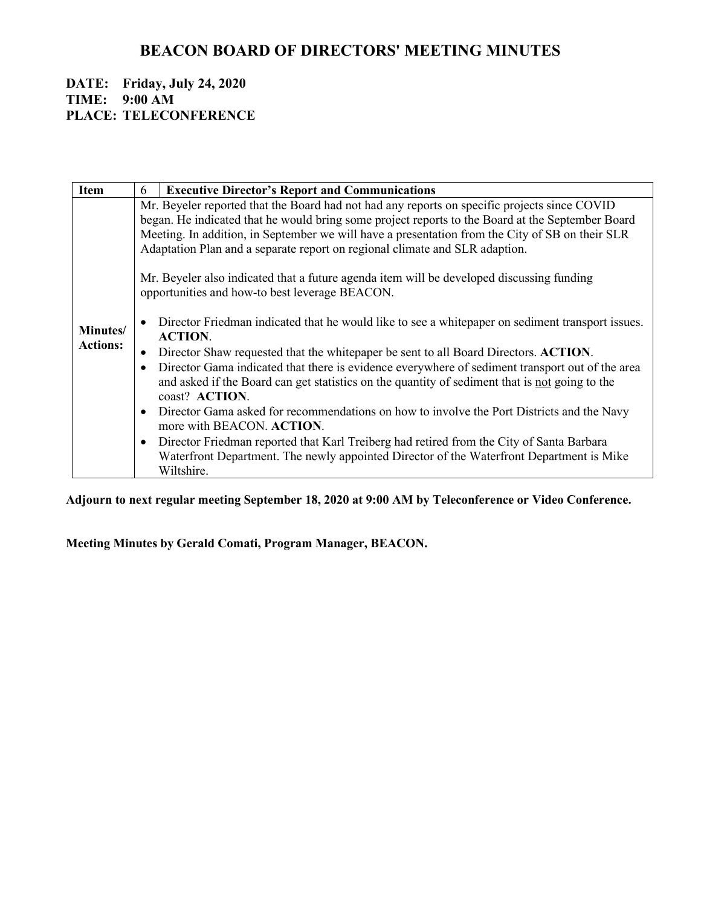# BEACON BOARD OF DIRECTORS' MEETING MINUTES

**DATE: Friday, July 24, 2020**
**TIME: 9:00 AM**
**PLACE: TELECONFERENCE**

| **Item** | 6 **Executive Director's Report and Communications** |
|---|---|
| **Minutes/ Actions:** | Mr. Beyeler reported that the Board had not had any reports on specific projects since COVID began. He indicated that he would bring some project reports to the Board at the September Board Meeting. In addition, in September we will have a presentation from the City of SB on their SLR Adaptation Plan and a separate report on regional climate and SLR adaption.<br><br>Mr. Beyeler also indicated that a future agenda item will be developed discussing funding opportunities and how-to best leverage BEACON.<br><br>• Director Friedman indicated that he would like to see a whitepaper on sediment transport issues. **ACTION**.<br>• Director Shaw requested that the whitepaper be sent to all Board Directors. **ACTION**.<br>• Director Gama indicated that there is evidence everywhere of sediment transport out of the area and asked if the Board can get statistics on the quantity of sediment that is not going to the coast? **ACTION**.<br>• Director Gama asked for recommendations on how to involve the Port Districts and the Navy more with BEACON. **ACTION**.<br>• Director Friedman reported that Karl Treiberg had retired from the City of Santa Barbara Waterfront Department. The newly appointed Director of the Waterfront Department is Mike Wiltshire. |

**Adjourn to next regular meeting September 18, 2020 at 9:00 AM by Teleconference or Video Conference.**

**Meeting Minutes by Gerald Comati, Program Manager, BEACON.**